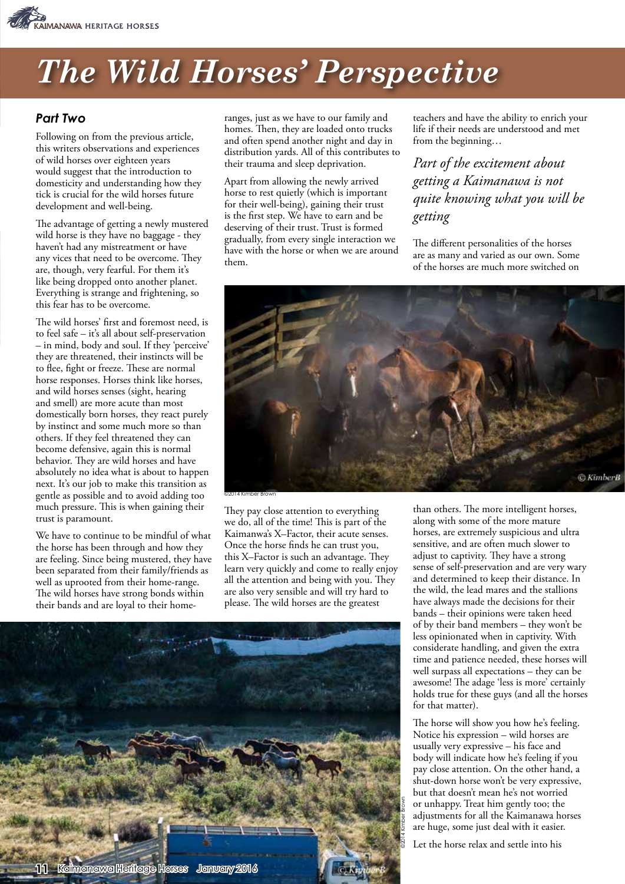# The Wild Horses' Perspective

## Part Two

Following on from the previous article, this writers observations and experiences of wild horses over eighteen years would suggest that the introduction to domesticity and understanding how they tick is crucial for the wild horses future development and well-being.

The advantage of getting a newly mustered wild horse is they have no baggage - they haven't had any mistreatment or have any vices that need to be overcome. They are, though, very fearful. For them it's like being dropped onto another planet. Everything is strange and frightening, so this fear has to be overcome.

The wild horses' first and foremost need, is to feel safe – it's all about self-preservation – in mind, body and soul. If they 'perceive' they are threatened, their instincts will be to flee, fight or freeze. These are normal horse responses. Horses think like horses, and wild horses senses (sight, hearing and smell) are more acute than most domestically born horses, they react purely by instinct and some much more so than others. If they feel threatened they can become defensive, again this is normal behavior. They are wild horses and have absolutely no idea what is about to happen next. It's our job to make this transition as gentle as possible and to avoid adding too much pressure. This is when gaining their trust is paramount.

We have to continue to be mindful of what the horse has been through and how they are feeling. Since being mustered, they have been separated from their family/friends as well as uprooted from their home-range. The wild horses have strong bonds within their bands and are loyal to their home-ranges, just as we have to our family and homes. Then, they are loaded onto trucks and often spend another night and day in distribution yards. All of this contributes to their trauma and sleep deprivation.

Apart from allowing the newly arrived horse to rest quietly (which is important for their well-being), gaining their trust is the first step. We have to earn and be deserving of their trust. Trust is formed gradually, from every single interaction we have with the horse or when we are around them.

©2014 Kimber Brown

They pay close attention to everything we do, all of the time! This is part of the Kaimanwa's X–Factor, their acute senses. Once the horse finds he can trust you, this X–Factor is such an advantage. They learn very quickly and come to really enjoy all the attention and being with you. They are also very sensible and will try hard to please. The wild horses are the greatest teachers and have the ability to enrich your life if their needs are understood and met from the beginning…

*Part of the excitement about getting a Kaimanawa is not quite knowing what you will be getting*

The different personalities of the horses are as many and varied as our own. Some of the horses are much more switched on than others. The more intelligent horses, along with some of the more mature horses, are extremely suspicious and ultra sensitive, and are often much slower to adjust to captivity. They have a strong sense of self-preservation and are very wary and determined to keep their distance. In the wild, the lead mares and the stallions have always made the decisions for their bands – their opinions were taken heed of by their band members – they won't be less opinionated when in captivity. With considerate handling, and given the extra time and patience needed, these horses will well surpass all expectations – they can be awesome! The adage 'less is more' certainly holds true for these guys (and all the horses for that matter).

©2014 Kimber Brown

The horse will show you how he's feeling. Notice his expression – wild horses are usually very expressive – his face and body will indicate how he's feeling if you pay close attention. On the other hand, a shut-down horse won't be very expressive, but that doesn't mean he's not worried or unhappy. Treat him gently too; the adjustments for all the Kaimanawa horses are huge, some just deal with it easier.

Let the horse relax and settle into his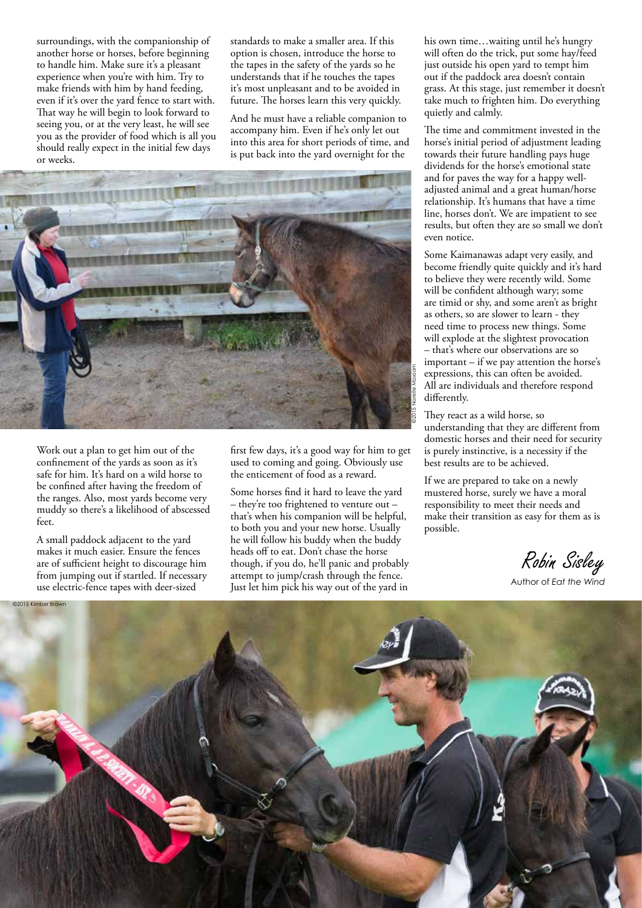surroundings, with the companionship of another horse or horses, before beginning to handle him. Make sure it's a pleasant experience when you're with him. Try to make friends with him by hand feeding, even if it's over the yard fence to start with. That way he will begin to look forward to seeing you, or at the very least, he will see you as the provider of food which is all you should really expect in the initial few days or weeks.

Work out a plan to get him out of the confinement of the yards as soon as it's safe for him. It's hard on a wild horse to be confined after having the freedom of the ranges. Also, most yards become very muddy so there's a likelihood of abscessed feet.

A small paddock adjacent to the yard makes it much easier. Ensure the fences are of sufficient height to discourage him from jumping out if startled. If necessary use electric-fence tapes with deer-sized standards to make a smaller area. If this option is chosen, introduce the horse to the tapes in the safety of the yards so he understands that if he touches the tapes it's most unpleasant and to be avoided in future. The horses learn this very quickly.

And he must have a reliable companion to accompany him. Even if he's only let out into this area for short periods of time, and is put back into the yard overnight for the first few days, it's a good way for him to get used to coming and going. Obviously use the enticement of food as a reward.

Some horses find it hard to leave the yard – they're too frightened to venture out – that's when his companion will be helpful, to both you and your new horse. Usually he will follow his buddy when the buddy heads off to eat. Don't chase the horse though, if you do, he'll panic and probably attempt to jump/crash through the fence. Just let him pick his way out of the yard in his own time…waiting until he's hungry will often do the trick, put some hay/feed just outside his open yard to tempt him out if the paddock area doesn't contain grass. At this stage, just remember it doesn't take much to frighten him. Do everything quietly and calmly.

The time and commitment invested in the horse's initial period of adjustment leading towards their future handling pays huge dividends for the horse's emotional state and for paves the way for a happy well-adjusted animal and a great human/horse relationship. It's humans that have a time line, horses don't. We are impatient to see results, but often they are so small we don't even notice.

Some Kaimanawas adapt very easily, and become friendly quite quickly and it's hard to believe they were recently wild. Some will be confident although wary; some are timid or shy, and some aren't as bright as others, so are slower to learn - they need time to process new things. Some will explode at the slightest provocation – that's where our observations are so important – if we pay attention the horse's expressions, this can often be avoided. All are individuals and therefore respond differently.

They react as a wild horse, so understanding that they are different from domestic horses and their need for security is purely instinctive, is a necessity if the best results are to be achieved.

If we are prepared to take on a newly mustered horse, surely we have a moral responsibility to meet their needs and make their transition as easy for them as is possible.

*Robin Sisley*

Author of *Eat the Wind*